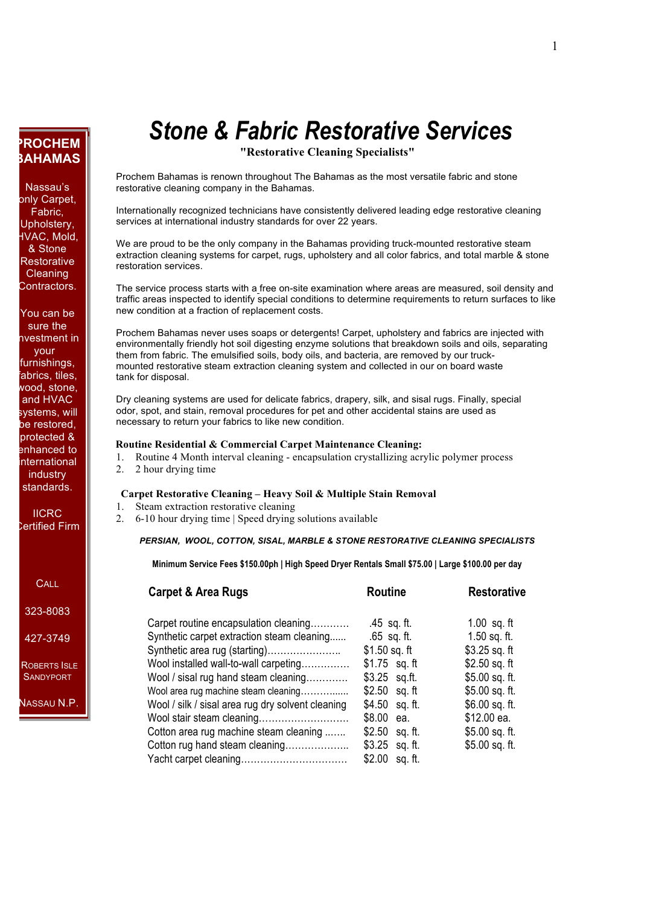# Stone & Fabric Restorative Services

**"Restorative Cleaning Specialists"**

Prochem Bahamas is renown throughout The Bahamas as the most versatile fabric and stone restorative cleaning company in the Bahamas.

Internationally recognized technicians have consistently delivered leading edge restorative cleaning services at international industry standards for over 22 years.

We are proud to be the only company in the Bahamas providing truck-mounted restorative steam extraction cleaning systems for carpet, rugs, upholstery and all color fabrics, and total marble & stone restoration services.

The service process starts with a free on-site examination where areas are measured, soil density and traffic areas inspected to identify special conditions to determine requirements to return surfaces to like new condition at a fraction of replacement costs.

Prochem Bahamas never uses soaps or detergents! Carpet, upholstery and fabrics are injected with environmentally friendly hot soil digesting enzyme solutions that breakdown soils and oils, separating them from fabric. The emulsified soils, body oils, and bacteria, are removed by our truck-mounted restorative steam extraction cleaning system and collected in our on board waste tank for disposal.

Dry cleaning systems are used for delicate fabrics, drapery, silk, and sisal rugs. Finally, special odor, spot, and stain, removal procedures for pet and other accidental stains are used as necessary to return your fabrics to like new condition.

**Routine Residential & Commercial Carpet Maintenance Cleaning:**

1. Routine 4 Month interval cleaning - encapsulation crystallizing acrylic polymer process
2. 2 hour drying time

**Carpet Restorative Cleaning – Heavy Soil & Multiple Stain Removal**

1. Steam extraction restorative cleaning
2. 6-10 hour drying time | Speed drying solutions available

***PERSIAN, WOOL, COTTON, SISAL, MARBLE & STONE RESTORATIVE CLEANING SPECIALISTS***

**Minimum Service Fees $150.00ph | High Speed Dryer Rentals Small $75.00 | Large $100.00 per day**

| Carpet & Area Rugs | Routine | Restorative |
|---|---|---|
| Carpet routine encapsulation cleaning | .45 sq. ft. | 1.00 sq. ft |
| Synthetic carpet extraction steam cleaning | .65 sq. ft. | 1.50 sq. ft. |
| Synthetic area rug (starting) | $1.50 sq. ft | $3.25 sq. ft |
| Wool installed wall-to-wall carpeting | $1.75 sq. ft | $2.50 sq. ft |
| Wool / sisal rug hand steam cleaning | $3.25 sq.ft. | $5.00 sq. ft. |
| Wool area rug machine steam cleaning | $2.50 sq. ft | $5.00 sq. ft. |
| Wool / silk / sisal area rug dry solvent cleaning | $4.50 sq. ft. | $6.00 sq. ft. |
| Wool stair steam cleaning | $8.00 ea. | $12.00 ea. |
| Cotton area rug machine steam cleaning | $2.50 sq. ft. | $5.00 sq. ft. |
| Cotton rug hand steam cleaning | $3.25 sq. ft. | $5.00 sq. ft. |
| Yacht carpet cleaning | $2.00 sq. ft. | |

**PROCHEM BAHAMAS**

Nassau's only Carpet, Fabric, Upholstery, HVAC, Mold, & Stone Restorative Cleaning Contractors.

You can be sure the investment in your furnishings, fabrics, tiles, wood, stone, and HVAC systems, will be restored, protected & enhanced to international industry standards.

IICRC Certified Firm

CALL

323-8083

427-3749

ROBERTS ISLE SANDYPORT

NASSAU N.P.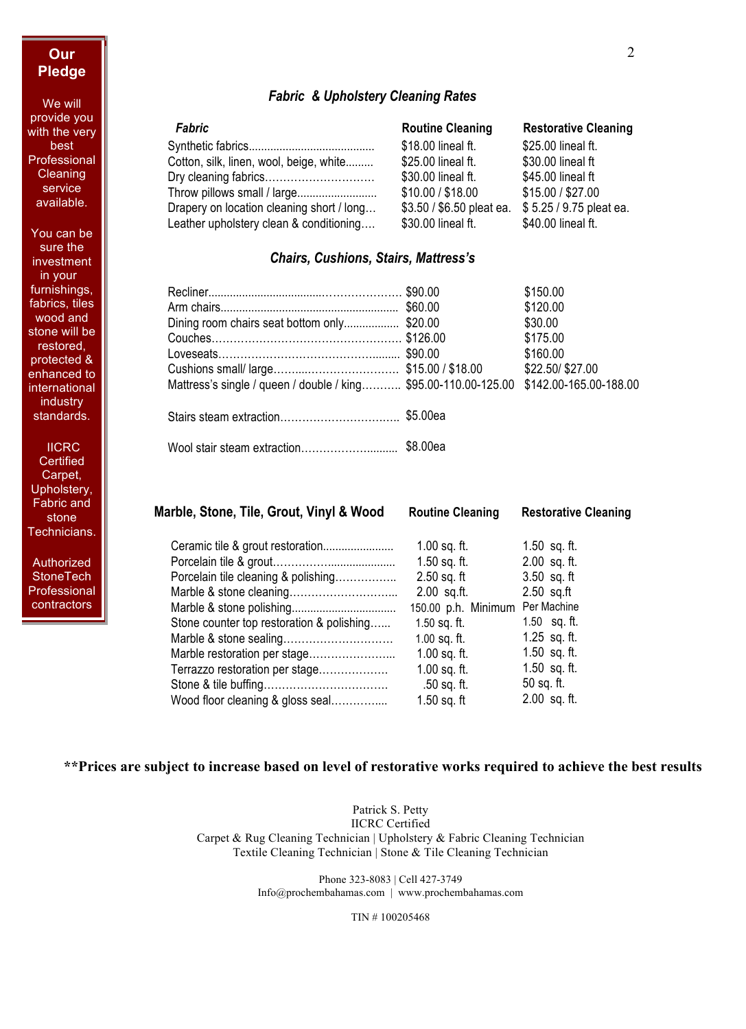**Our Pledge**

We will provide you with the very best Professional Cleaning service available.

You can be sure the investment in your furnishings, fabrics, tiles wood and stone will be restored, protected & enhanced to international industry standards.

IICRC Certified Carpet, Upholstery, Fabric and stone Technicians.

Authorized StoneTech Professional contractors

## *Fabric & Upholstery Cleaning Rates*

| *Fabric* | Routine Cleaning | Restorative Cleaning |
|---|---|---|
| Synthetic fabrics......................................... | $18.00 lineal ft. | $25.00 lineal ft. |
| Cotton, silk, linen, wool, beige, white......... | $25.00 lineal ft. | $30.00 lineal ft |
| Dry cleaning fabrics…………………………. | $30.00 lineal ft. | $45.00 lineal ft |
| Throw pillows small / large.......................... | $10.00 / $18.00 | $15.00 / $27.00 |
| Drapery on location cleaning short / long… | $3.50 / $6.50 pleat ea. | $ 5.25 / 9.75 pleat ea. |
| Leather upholstery clean & conditioning…. | $30.00 lineal ft. | $40.00 lineal ft. |

## *Chairs, Cushions, Stairs, Mattress's*

| | | |
|---|---|---|
| Recliner.........................................………………… | $90.00 | $150.00 |
| Arm chairs......................................................... | $60.00 | $120.00 |
| Dining room chairs seat bottom only.................. | $20.00 | $30.00 |
| Couches……………………………………………. | $126.00 | $175.00 |
| Loveseats…………………………………….......... | $90.00 | $160.00 |
| Cushions small/ large……....……………………. | $15.00 / $18.00 | $22.50/ $27.00 |
| Mattress's single / queen / double / king……….. | $95.00-110.00-125.00 | $142.00-165.00-188.00 |
| Stairs steam extraction……………………………. | $5.00ea | |
| Wool stair steam extraction……………….......... | $8.00ea | |

| **Marble, Stone, Tile, Grout, Vinyl & Wood** | **Routine Cleaning** | **Restorative Cleaning** |
|---|---|---|
| Ceramic tile & grout restoration....................... | 1.00 sq. ft. | 1.50 sq. ft. |
| Porcelain tile & grout……………….................. | 1.50 sq. ft. | 2.00 sq. ft. |
| Porcelain tile cleaning & polishing……………. | 2.50 sq. ft | 3.50 sq. ft |
| Marble & stone cleaning……………………….. | 2.00 sq.ft. | 2.50 sq.ft |
| Marble & stone polishing................................. | 150.00 p.h. Minimum | Per Machine |
| Stone counter top restoration & polishing…… | 1.50 sq. ft. | 1.50 sq. ft. |
| Marble & stone sealing………………………… | 1.00 sq. ft. | 1.25 sq. ft. |
| Marble restoration per stage………………….. | 1.00 sq. ft. | 1.50 sq. ft. |
| Terrazzo restoration per stage……………… | 1.00 sq. ft. | 1.50 sq. ft. |
| Stone & tile buffing…………………………… | .50 sq. ft. | 50 sq. ft. |
| Wood floor cleaning & gloss seal………….... | 1.50 sq. ft | 2.00 sq. ft. |

**\*\*Prices are subject to increase based on level of restorative works required to achieve the best results**

Patrick S. Petty
IICRC Certified
Carpet & Rug Cleaning Technician | Upholstery & Fabric Cleaning Technician
Textile Cleaning Technician | Stone & Tile Cleaning Technician

Phone 323-8083 | Cell 427-3749
Info@prochembahamas.com | www.prochembahamas.com

TIN # 100205468